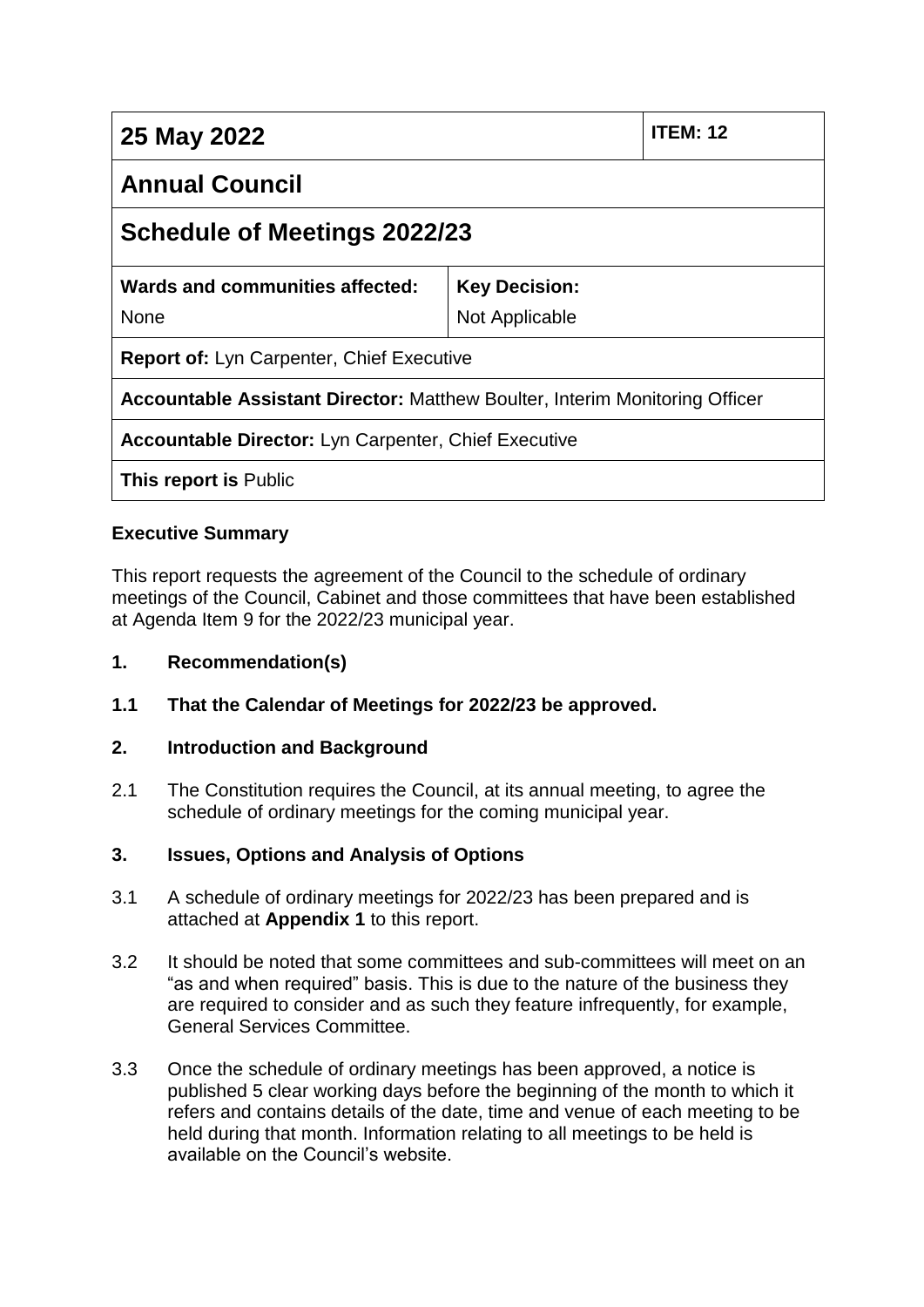| 25 May 2022 | | ITEM: 12 |
|---|---|---|
| **Annual Council** | | |
| **Schedule of Meetings 2022/23** | | |
| **Wards and communities affected:** None | **Key Decision:** Not Applicable | |
| **Report of:** Lyn Carpenter, Chief Executive | | |
| **Accountable Assistant Director:** Matthew Boulter, Interim Monitoring Officer | | |
| **Accountable Director:** Lyn Carpenter, Chief Executive | | |
| **This report is** Public | | |

**Executive Summary**

This report requests the agreement of the Council to the schedule of ordinary meetings of the Council, Cabinet and those committees that have been established at Agenda Item 9 for the 2022/23 municipal year.

**1. Recommendation(s)**

**1.1 That the Calendar of Meetings for 2022/23 be approved.**

**2. Introduction and Background**

2.1 The Constitution requires the Council, at its annual meeting, to agree the schedule of ordinary meetings for the coming municipal year.

**3. Issues, Options and Analysis of Options**

3.1 A schedule of ordinary meetings for 2022/23 has been prepared and is attached at **Appendix 1** to this report.

3.2 It should be noted that some committees and sub-committees will meet on an "as and when required" basis. This is due to the nature of the business they are required to consider and as such they feature infrequently, for example, General Services Committee.

3.3 Once the schedule of ordinary meetings has been approved, a notice is published 5 clear working days before the beginning of the month to which it refers and contains details of the date, time and venue of each meeting to be held during that month. Information relating to all meetings to be held is available on the Council's website.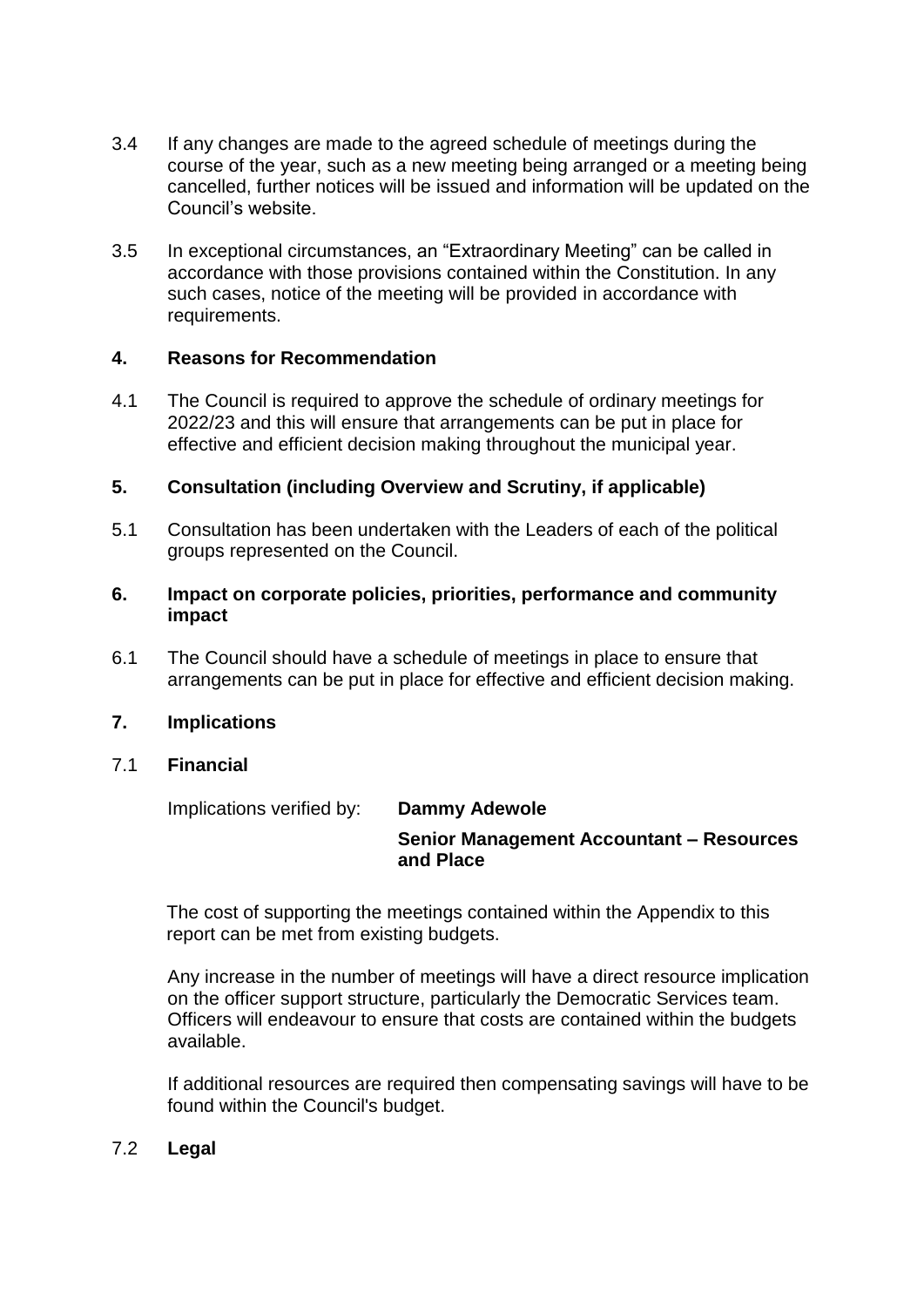3.4 If any changes are made to the agreed schedule of meetings during the course of the year, such as a new meeting being arranged or a meeting being cancelled, further notices will be issued and information will be updated on the Council's website.

3.5 In exceptional circumstances, an "Extraordinary Meeting" can be called in accordance with those provisions contained within the Constitution. In any such cases, notice of the meeting will be provided in accordance with requirements.

## 4. Reasons for Recommendation

4.1 The Council is required to approve the schedule of ordinary meetings for 2022/23 and this will ensure that arrangements can be put in place for effective and efficient decision making throughout the municipal year.

## 5. Consultation (including Overview and Scrutiny, if applicable)

5.1 Consultation has been undertaken with the Leaders of each of the political groups represented on the Council.

## 6. Impact on corporate policies, priorities, performance and community impact

6.1 The Council should have a schedule of meetings in place to ensure that arrangements can be put in place for effective and efficient decision making.

## 7. Implications

### 7.1 Financial

Implications verified by: **Dammy Adewole**

**Senior Management Accountant – Resources and Place**

The cost of supporting the meetings contained within the Appendix to this report can be met from existing budgets.

Any increase in the number of meetings will have a direct resource implication on the officer support structure, particularly the Democratic Services team. Officers will endeavour to ensure that costs are contained within the budgets available.

If additional resources are required then compensating savings will have to be found within the Council's budget.

### 7.2 Legal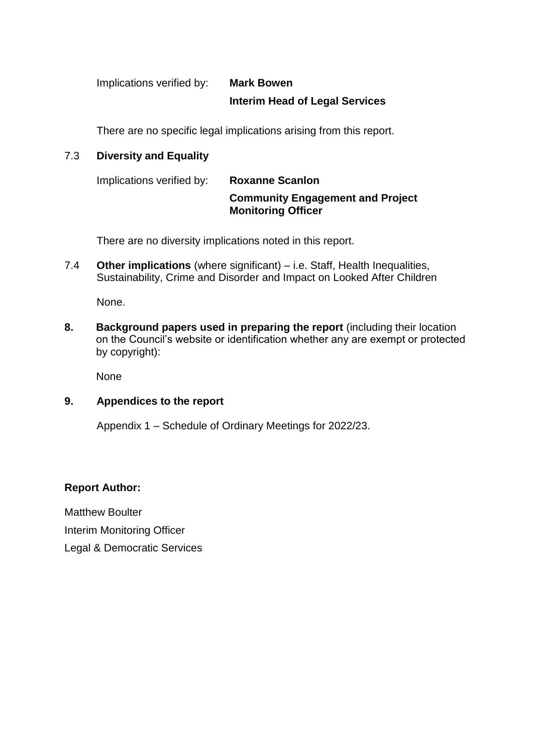Implications verified by: **Mark Bowen**

**Interim Head of Legal Services**

There are no specific legal implications arising from this report.

7.3 **Diversity and Equality**

Implications verified by: **Roxanne Scanlon**

**Community Engagement and Project Monitoring Officer**

There are no diversity implications noted in this report.

7.4 **Other implications** (where significant) – i.e. Staff, Health Inequalities, Sustainability, Crime and Disorder and Impact on Looked After Children

None.

**8. Background papers used in preparing the report** (including their location on the Council's website or identification whether any are exempt or protected by copyright):

None

**9. Appendices to the report**

Appendix 1 – Schedule of Ordinary Meetings for 2022/23.

**Report Author:**

Matthew Boulter

Interim Monitoring Officer

Legal & Democratic Services